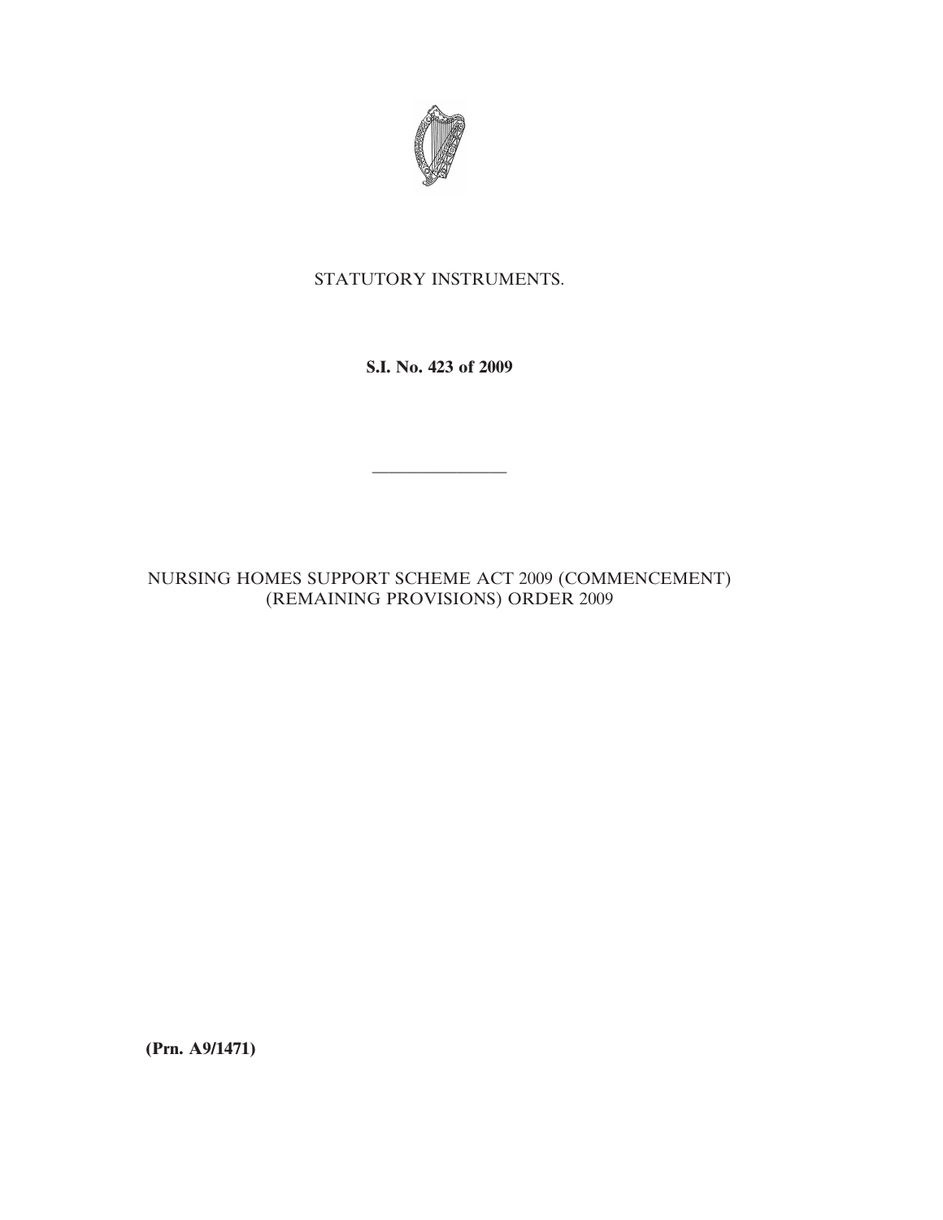STATUTORY INSTRUMENTS.

**S.I. No. 423 of 2009**

---

NURSING HOMES SUPPORT SCHEME ACT 2009 (COMMENCEMENT) (REMAINING PROVISIONS) ORDER 2009

**(Prn. A9/1471)**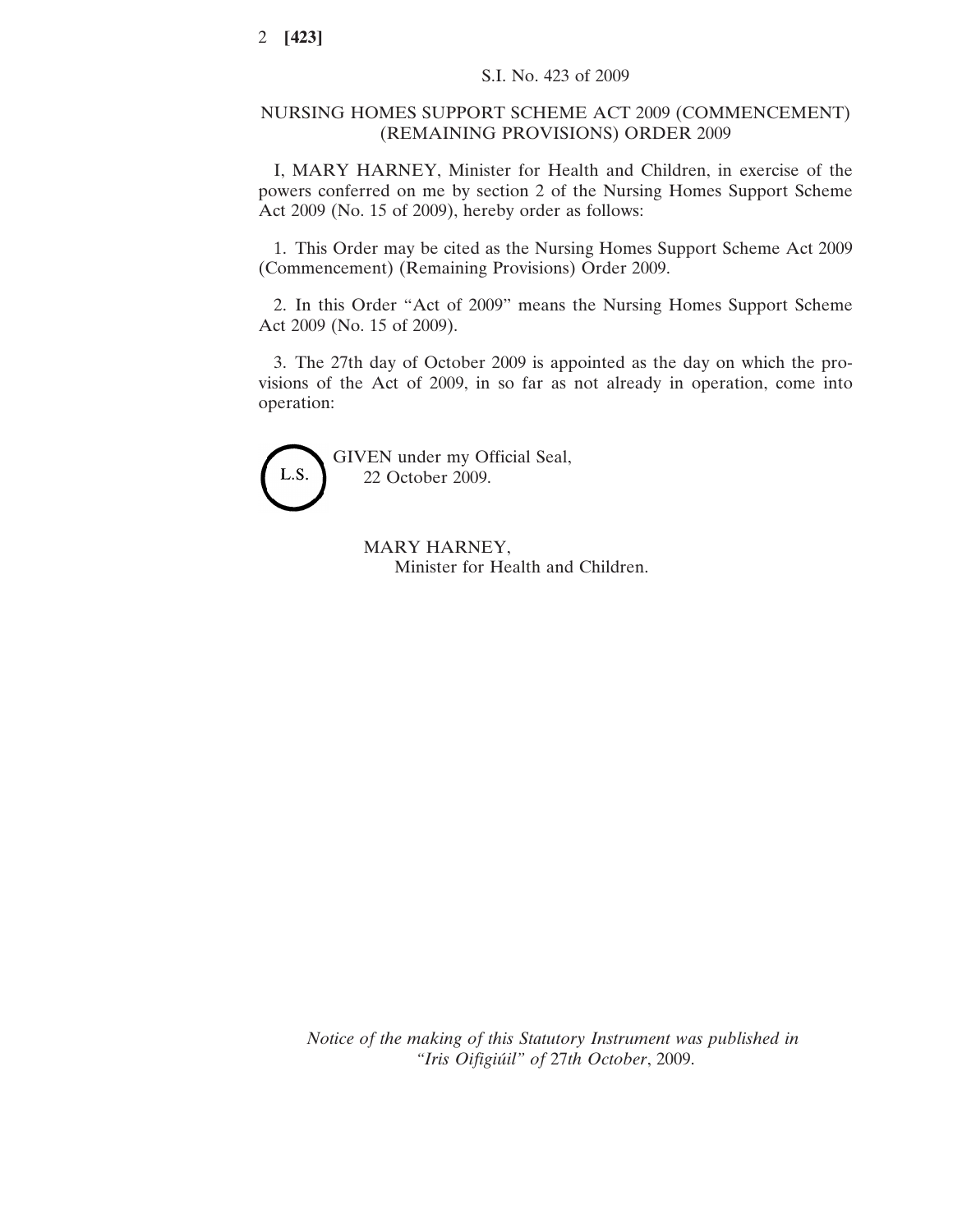S.I. No. 423 of 2009

# NURSING HOMES SUPPORT SCHEME ACT 2009 (COMMENCEMENT) (REMAINING PROVISIONS) ORDER 2009

I, MARY HARNEY, Minister for Health and Children, in exercise of the powers conferred on me by section 2 of the Nursing Homes Support Scheme Act 2009 (No. 15 of 2009), hereby order as follows:

1. This Order may be cited as the Nursing Homes Support Scheme Act 2009 (Commencement) (Remaining Provisions) Order 2009.

2. In this Order "Act of 2009" means the Nursing Homes Support Scheme Act 2009 (No. 15 of 2009).

3. The 27th day of October 2009 is appointed as the day on which the provisions of the Act of 2009, in so far as not already in operation, come into operation:

L.S.

GIVEN under my Official Seal,
22 October 2009.

MARY HARNEY,
Minister for Health and Children.

*Notice of the making of this Statutory Instrument was published in "Iris Oifigiúil" of 27th October, 2009.*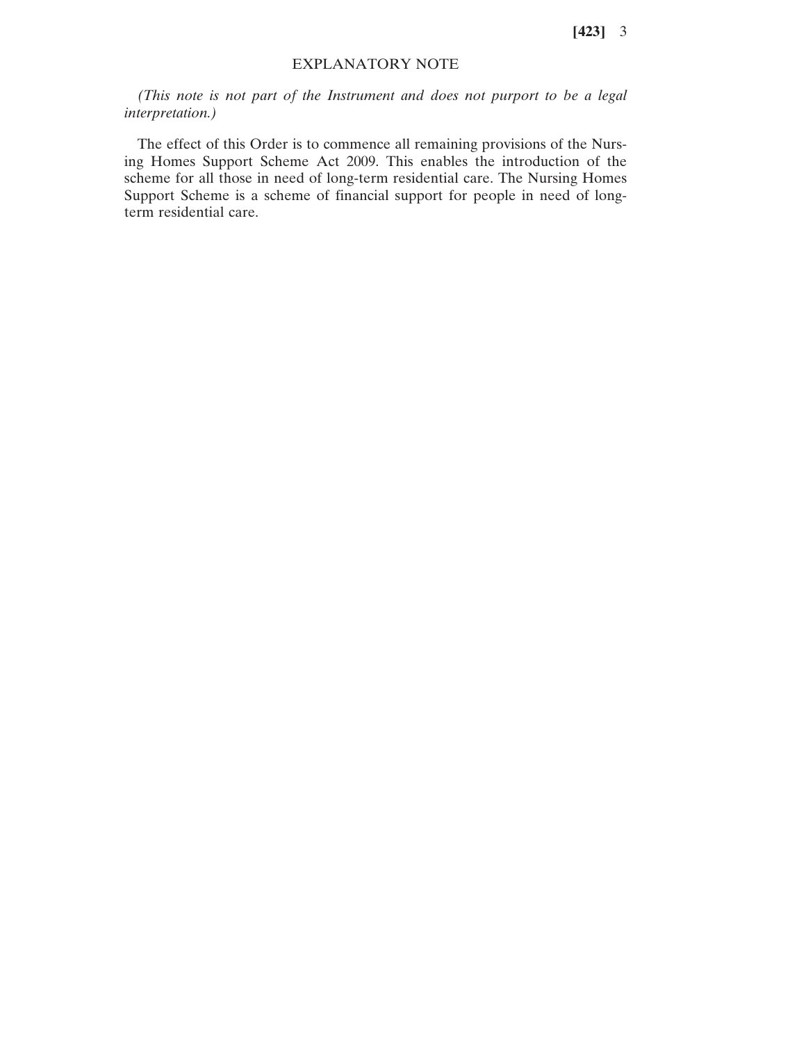## EXPLANATORY NOTE

*(This note is not part of the Instrument and does not purport to be a legal interpretation.)*

The effect of this Order is to commence all remaining provisions of the Nursing Homes Support Scheme Act 2009. This enables the introduction of the scheme for all those in need of long-term residential care. The Nursing Homes Support Scheme is a scheme of financial support for people in need of long-term residential care.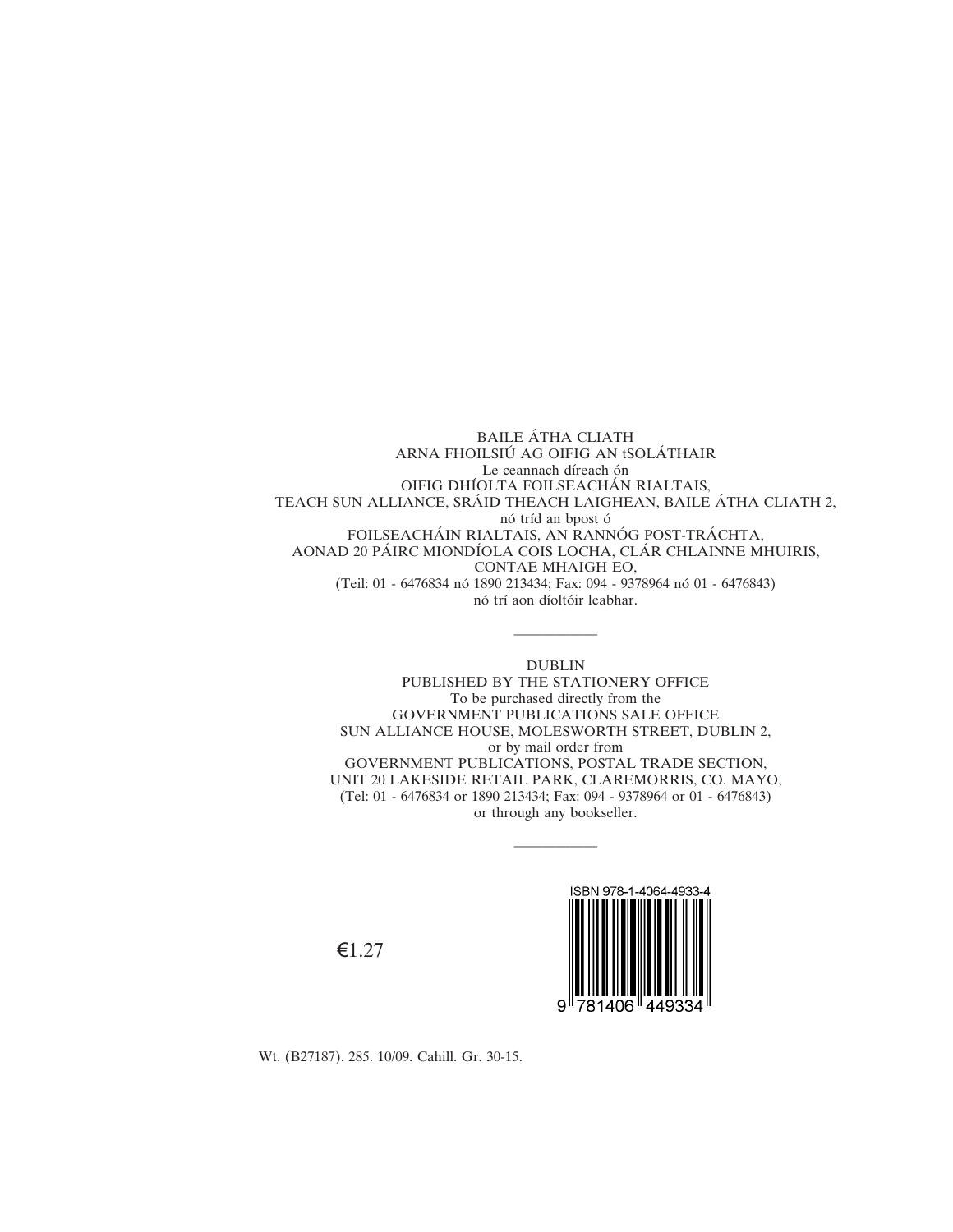BAILE ÁTHA CLIATH
ARNA FHOILSIÚ AG OIFIG AN tSOLÁTHAIR
Le ceannach díreach ón
OIFIG DHÍOLTA FOILSEACHÁN RIALTAIS,
TEACH SUN ALLIANCE, SRÁID THEACH LAIGHEAN, BAILE ÁTHA CLIATH 2,
nó tríd an bpost ó
FOILSEACHÁIN RIALTAIS, AN RANNÓG POST-TRÁCHTA,
AONAD 20 PÁIRC MIONDÍOLA COIS LOCHA, CLÁR CHLAINNE MHUIRIS,
CONTAE MHAIGH EO,
(Teil: 01 - 6476834 nó 1890 213434; Fax: 094 - 9378964 nó 01 - 6476843)
nó trí aon díoltóir leabhar.

---

DUBLIN
PUBLISHED BY THE STATIONERY OFFICE
To be purchased directly from the
GOVERNMENT PUBLICATIONS SALE OFFICE
SUN ALLIANCE HOUSE, MOLESWORTH STREET, DUBLIN 2,
or by mail order from
GOVERNMENT PUBLICATIONS, POSTAL TRADE SECTION,
UNIT 20 LAKESIDE RETAIL PARK, CLAREMORRIS, CO. MAYO,
(Tel: 01 - 6476834 or 1890 213434; Fax: 094 - 9378964 or 01 - 6476843)
or through any bookseller.

---

€1.27

ISBN 978-1-4064-4933-4

9 781406 449334

Wt. (B27187). 285. 10/09. Cahill. Gr. 30-15.